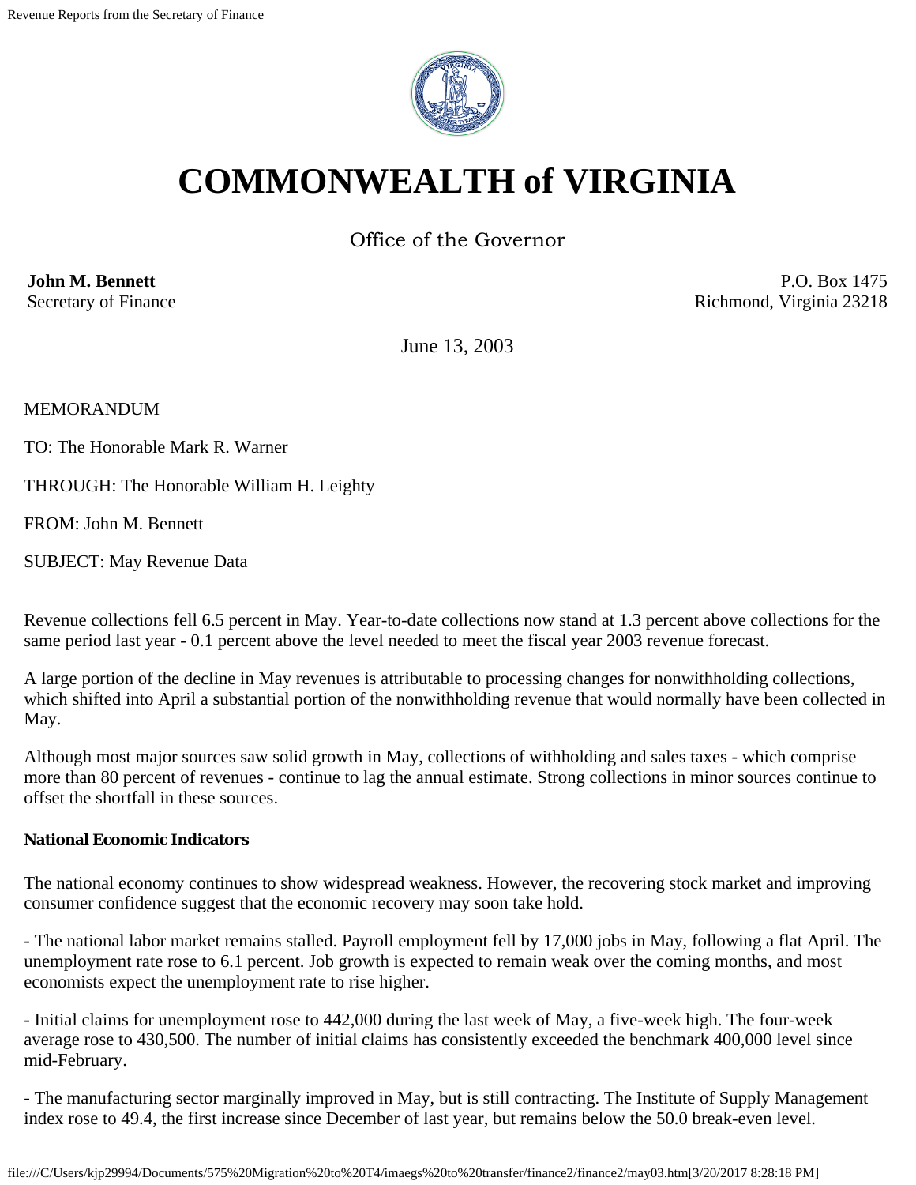# COMMONWEALTH of VIRGINIA

Office of the Governor

**John M. Bennett**
Secretary of Finance

P.O. Box 1475
Richmond, Virginia 23218

June 13, 2003

MEMORANDUM

TO: The Honorable Mark R. Warner

THROUGH: The Honorable William H. Leighty

FROM: John M. Bennett

SUBJECT: May Revenue Data

Revenue collections fell 6.5 percent in May. Year-to-date collections now stand at 1.3 percent above collections for the same period last year - 0.1 percent above the level needed to meet the fiscal year 2003 revenue forecast.

A large portion of the decline in May revenues is attributable to processing changes for nonwithholding collections, which shifted into April a substantial portion of the nonwithholding revenue that would normally have been collected in May.

Although most major sources saw solid growth in May, collections of withholding and sales taxes - which comprise more than 80 percent of revenues - continue to lag the annual estimate. Strong collections in minor sources continue to offset the shortfall in these sources.

**National Economic Indicators**

The national economy continues to show widespread weakness. However, the recovering stock market and improving consumer confidence suggest that the economic recovery may soon take hold.

- The national labor market remains stalled. Payroll employment fell by 17,000 jobs in May, following a flat April. The unemployment rate rose to 6.1 percent. Job growth is expected to remain weak over the coming months, and most economists expect the unemployment rate to rise higher.

- Initial claims for unemployment rose to 442,000 during the last week of May, a five-week high. The four-week average rose to 430,500. The number of initial claims has consistently exceeded the benchmark 400,000 level since mid-February.

- The manufacturing sector marginally improved in May, but is still contracting. The Institute of Supply Management index rose to 49.4, the first increase since December of last year, but remains below the 50.0 break-even level.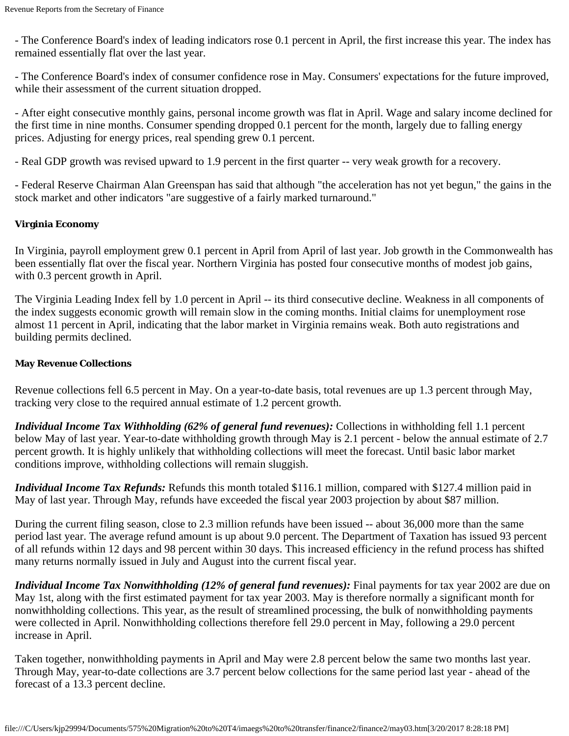- The Conference Board's index of leading indicators rose 0.1 percent in April, the first increase this year. The index has remained essentially flat over the last year.

- The Conference Board's index of consumer confidence rose in May. Consumers' expectations for the future improved, while their assessment of the current situation dropped.

- After eight consecutive monthly gains, personal income growth was flat in April. Wage and salary income declined for the first time in nine months. Consumer spending dropped 0.1 percent for the month, largely due to falling energy prices. Adjusting for energy prices, real spending grew 0.1 percent.

- Real GDP growth was revised upward to 1.9 percent in the first quarter -- very weak growth for a recovery.

- Federal Reserve Chairman Alan Greenspan has said that although "the acceleration has not yet begun," the gains in the stock market and other indicators "are suggestive of a fairly marked turnaround."

**Virginia Economy**

In Virginia, payroll employment grew 0.1 percent in April from April of last year. Job growth in the Commonwealth has been essentially flat over the fiscal year. Northern Virginia has posted four consecutive months of modest job gains, with 0.3 percent growth in April.

The Virginia Leading Index fell by 1.0 percent in April -- its third consecutive decline. Weakness in all components of the index suggests economic growth will remain slow in the coming months. Initial claims for unemployment rose almost 11 percent in April, indicating that the labor market in Virginia remains weak. Both auto registrations and building permits declined.

**May Revenue Collections**

Revenue collections fell 6.5 percent in May. On a year-to-date basis, total revenues are up 1.3 percent through May, tracking very close to the required annual estimate of 1.2 percent growth.

***Individual Income Tax Withholding (62% of general fund revenues):*** Collections in withholding fell 1.1 percent below May of last year. Year-to-date withholding growth through May is 2.1 percent - below the annual estimate of 2.7 percent growth. It is highly unlikely that withholding collections will meet the forecast. Until basic labor market conditions improve, withholding collections will remain sluggish.

***Individual Income Tax Refunds:*** Refunds this month totaled $116.1 million, compared with $127.4 million paid in May of last year. Through May, refunds have exceeded the fiscal year 2003 projection by about $87 million.

During the current filing season, close to 2.3 million refunds have been issued -- about 36,000 more than the same period last year. The average refund amount is up about 9.0 percent. The Department of Taxation has issued 93 percent of all refunds within 12 days and 98 percent within 30 days. This increased efficiency in the refund process has shifted many returns normally issued in July and August into the current fiscal year.

***Individual Income Tax Nonwithholding (12% of general fund revenues):*** Final payments for tax year 2002 are due on May 1st, along with the first estimated payment for tax year 2003. May is therefore normally a significant month for nonwithholding collections. This year, as the result of streamlined processing, the bulk of nonwithholding payments were collected in April. Nonwithholding collections therefore fell 29.0 percent in May, following a 29.0 percent increase in April.

Taken together, nonwithholding payments in April and May were 2.8 percent below the same two months last year. Through May, year-to-date collections are 3.7 percent below collections for the same period last year - ahead of the forecast of a 13.3 percent decline.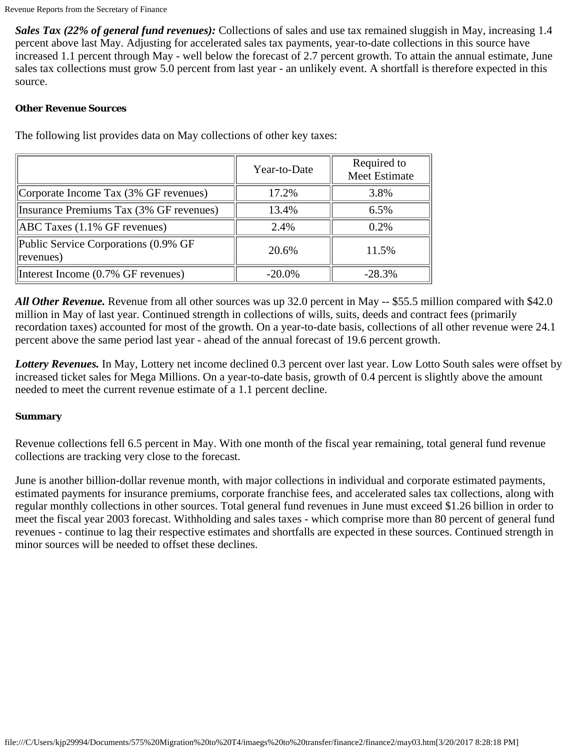***Sales Tax (22% of general fund revenues):*** Collections of sales and use tax remained sluggish in May, increasing 1.4 percent above last May. Adjusting for accelerated sales tax payments, year-to-date collections in this source have increased 1.1 percent through May - well below the forecast of 2.7 percent growth. To attain the annual estimate, June sales tax collections must grow 5.0 percent from last year - an unlikely event. A shortfall is therefore expected in this source.

**Other Revenue Sources**

The following list provides data on May collections of other key taxes:

| | Year-to-Date | Required to Meet Estimate |
|---|---|---|
| Corporate Income Tax (3% GF revenues) | 17.2% | 3.8% |
| Insurance Premiums Tax (3% GF revenues) | 13.4% | 6.5% |
| ABC Taxes (1.1% GF revenues) | 2.4% | 0.2% |
| Public Service Corporations (0.9% GF revenues) | 20.6% | 11.5% |
| Interest Income (0.7% GF revenues) | -20.0% | -28.3% |

***All Other Revenue.*** Revenue from all other sources was up 32.0 percent in May -- $55.5 million compared with $42.0 million in May of last year. Continued strength in collections of wills, suits, deeds and contract fees (primarily recordation taxes) accounted for most of the growth. On a year-to-date basis, collections of all other revenue were 24.1 percent above the same period last year - ahead of the annual forecast of 19.6 percent growth.

***Lottery Revenues.*** In May, Lottery net income declined 0.3 percent over last year. Low Lotto South sales were offset by increased ticket sales for Mega Millions. On a year-to-date basis, growth of 0.4 percent is slightly above the amount needed to meet the current revenue estimate of a 1.1 percent decline.

**Summary**

Revenue collections fell 6.5 percent in May. With one month of the fiscal year remaining, total general fund revenue collections are tracking very close to the forecast.

June is another billion-dollar revenue month, with major collections in individual and corporate estimated payments, estimated payments for insurance premiums, corporate franchise fees, and accelerated sales tax collections, along with regular monthly collections in other sources. Total general fund revenues in June must exceed $1.26 billion in order to meet the fiscal year 2003 forecast. Withholding and sales taxes - which comprise more than 80 percent of general fund revenues - continue to lag their respective estimates and shortfalls are expected in these sources. Continued strength in minor sources will be needed to offset these declines.